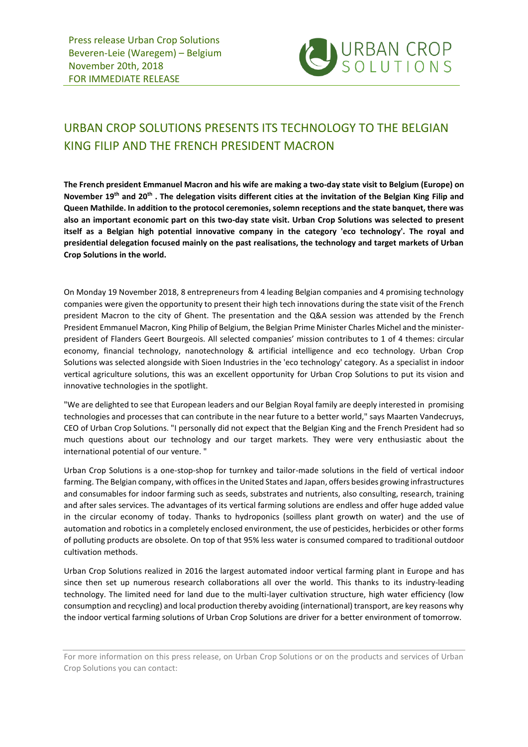Press release Urban Crop Solutions
Beveren-Leie (Waregem) – Belgium
November 20th, 2018
FOR IMMEDIATE RELEASE

URBAN CROP SOLUTIONS

# URBAN CROP SOLUTIONS PRESENTS ITS TECHNOLOGY TO THE BELGIAN KING FILIP AND THE FRENCH PRESIDENT MACRON

**The French president Emmanuel Macron and his wife are making a two-day state visit to Belgium (Europe) on November 19th and 20th . The delegation visits different cities at the invitation of the Belgian King Filip and Queen Mathilde. In addition to the protocol ceremonies, solemn receptions and the state banquet, there was also an important economic part on this two-day state visit. Urban Crop Solutions was selected to present itself as a Belgian high potential innovative company in the category 'eco technology'. The royal and presidential delegation focused mainly on the past realisations, the technology and target markets of Urban Crop Solutions in the world.**

On Monday 19 November 2018, 8 entrepreneurs from 4 leading Belgian companies and 4 promising technology companies were given the opportunity to present their high tech innovations during the state visit of the French president Macron to the city of Ghent. The presentation and the Q&A session was attended by the French President Emmanuel Macron, King Philip of Belgium, the Belgian Prime Minister Charles Michel and the minister-president of Flanders Geert Bourgeois. All selected companies' mission contributes to 1 of 4 themes: circular economy, financial technology, nanotechnology & artificial intelligence and eco technology. Urban Crop Solutions was selected alongside with Sioen Industries in the 'eco technology' category. As a specialist in indoor vertical agriculture solutions, this was an excellent opportunity for Urban Crop Solutions to put its vision and innovative technologies in the spotlight.

"We are delighted to see that European leaders and our Belgian Royal family are deeply interested in promising technologies and processes that can contribute in the near future to a better world," says Maarten Vandecruys, CEO of Urban Crop Solutions. "I personally did not expect that the Belgian King and the French President had so much questions about our technology and our target markets. They were very enthusiastic about the international potential of our venture. "

Urban Crop Solutions is a one-stop-shop for turnkey and tailor-made solutions in the field of vertical indoor farming. The Belgian company, with offices in the United States and Japan, offers besides growing infrastructures and consumables for indoor farming such as seeds, substrates and nutrients, also consulting, research, training and after sales services. The advantages of its vertical farming solutions are endless and offer huge added value in the circular economy of today. Thanks to hydroponics (soilless plant growth on water) and the use of automation and robotics in a completely enclosed environment, the use of pesticides, herbicides or other forms of polluting products are obsolete. On top of that 95% less water is consumed compared to traditional outdoor cultivation methods.

Urban Crop Solutions realized in 2016 the largest automated indoor vertical farming plant in Europe and has since then set up numerous research collaborations all over the world. This thanks to its industry-leading technology. The limited need for land due to the multi-layer cultivation structure, high water efficiency (low consumption and recycling) and local production thereby avoiding (international) transport, are key reasons why the indoor vertical farming solutions of Urban Crop Solutions are driver for a better environment of tomorrow.

For more information on this press release, on Urban Crop Solutions or on the products and services of Urban Crop Solutions you can contact: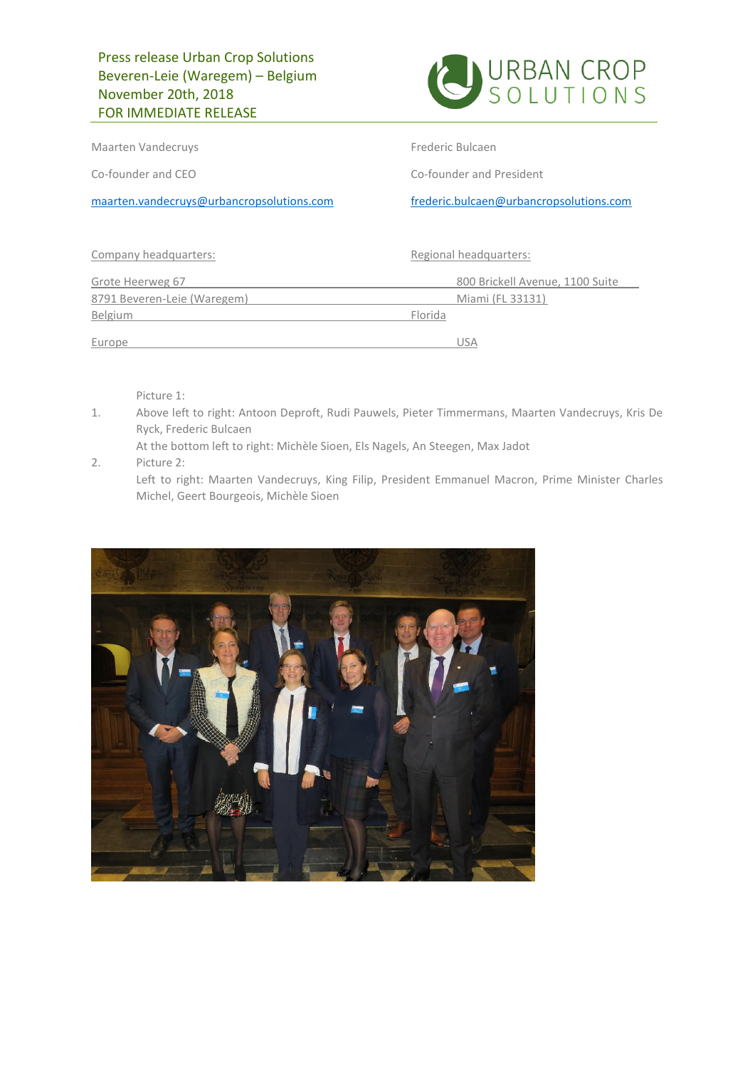Press release Urban Crop Solutions
Beveren-Leie (Waregem) – Belgium
November 20th, 2018
FOR IMMEDIATE RELEASE

URBAN CROP SOLUTIONS

| | |
|---|---|
| Maarten Vandecruys | Frederic Bulcaen |
| Co-founder and CEO | Co-founder and President |
| maarten.vandecruys@urbancropsolutions.com | frederic.bulcaen@urbancropsolutions.com |

| Company headquarters: | Regional headquarters: |
|---|---|
| Grote Heerweg 67 | 800 Brickell Avenue, 1100 Suite |
| 8791 Beveren-Leie (Waregem) | Miami (FL 33131) |
| Belgium | Florida |
| Europe | USA |

1. Picture 1:
   Above left to right: Antoon Deproft, Rudi Pauwels, Pieter Timmermans, Maarten Vandecruys, Kris De Ryck, Frederic Bulcaen
   At the bottom left to right: Michèle Sioen, Els Nagels, An Steegen, Max Jadot
2. Picture 2:
   Left to right: Maarten Vandecruys, King Filip, President Emmanuel Macron, Prime Minister Charles Michel, Geert Bourgeois, Michèle Sioen